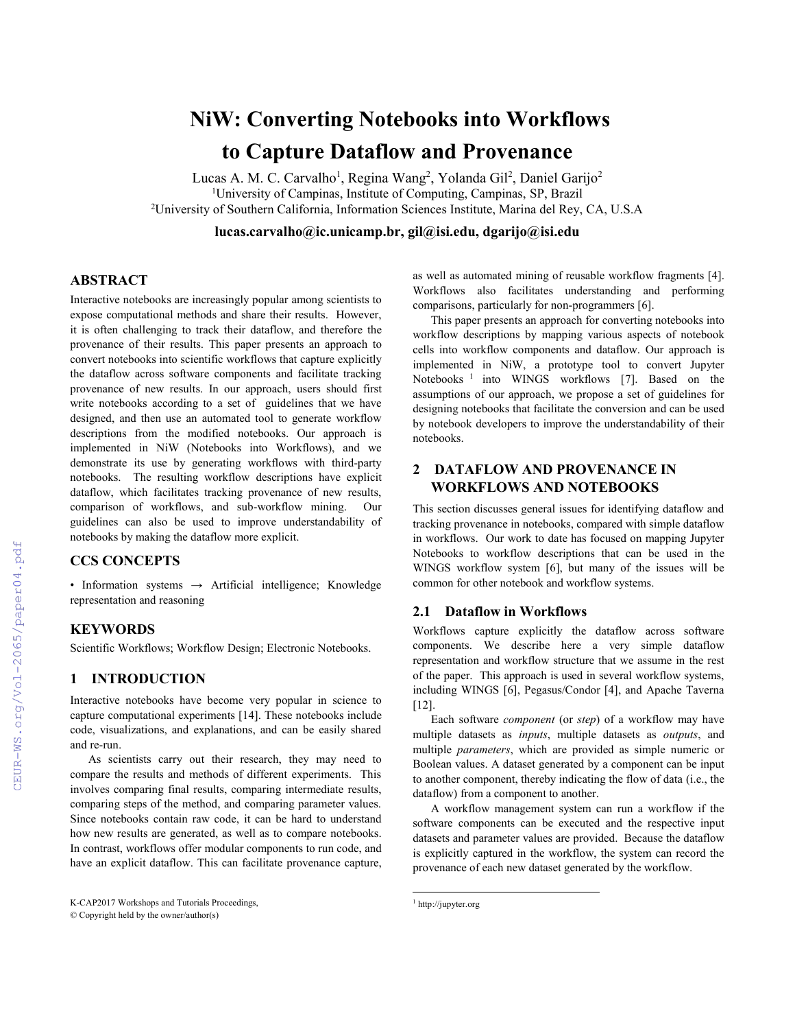# NiW: Converting Notebooks into Workflows to Capture Dataflow and Provenance

Lucas A. M. C. Carvalho[1], Regina Wang[2], Yolanda Gil[2], Daniel Garijo[2]

[1]University of Campinas, Institute of Computing, Campinas, SP, Brazil

[2]University of Southern California, Information Sciences Institute, Marina del Rey, CA, U.S.A

**lucas.carvalho@ic.unicamp.br, gil@isi.edu, dgarijo@isi.edu**

## ABSTRACT

Interactive notebooks are increasingly popular among scientists to expose computational methods and share their results. However, it is often challenging to track their dataflow, and therefore the provenance of their results. This paper presents an approach to convert notebooks into scientific workflows that capture explicitly the dataflow across software components and facilitate tracking provenance of new results. In our approach, users should first write notebooks according to a set of guidelines that we have designed, and then use an automated tool to generate workflow descriptions from the modified notebooks. Our approach is implemented in NiW (Notebooks into Workflows), and we demonstrate its use by generating workflows with third-party notebooks. The resulting workflow descriptions have explicit dataflow, which facilitates tracking provenance of new results, comparison of workflows, and sub-workflow mining. Our guidelines can also be used to improve understandability of notebooks by making the dataflow more explicit.

## CCS CONCEPTS

• Information systems → Artificial intelligence; Knowledge representation and reasoning

## KEYWORDS

Scientific Workflows; Workflow Design; Electronic Notebooks.

## 1 INTRODUCTION

Interactive notebooks have become very popular in science to capture computational experiments [14]. These notebooks include code, visualizations, and explanations, and can be easily shared and re-run.

As scientists carry out their research, they may need to compare the results and methods of different experiments. This involves comparing final results, comparing intermediate results, comparing steps of the method, and comparing parameter values. Since notebooks contain raw code, it can be hard to understand how new results are generated, as well as to compare notebooks. In contrast, workflows offer modular components to run code, and have an explicit dataflow. This can facilitate provenance capture, as well as automated mining of reusable workflow fragments [4]. Workflows also facilitates understanding and performing comparisons, particularly for non-programmers [6].

This paper presents an approach for converting notebooks into workflow descriptions by mapping various aspects of notebook cells into workflow components and dataflow. Our approach is implemented in NiW, a prototype tool to convert Jupyter Notebooks [1] into WINGS workflows [7]. Based on the assumptions of our approach, we propose a set of guidelines for designing notebooks that facilitate the conversion and can be used by notebook developers to improve the understandability of their notebooks.

## 2 DATAFLOW AND PROVENANCE IN WORKFLOWS AND NOTEBOOKS

This section discusses general issues for identifying dataflow and tracking provenance in notebooks, compared with simple dataflow in workflows. Our work to date has focused on mapping Jupyter Notebooks to workflow descriptions that can be used in the WINGS workflow system [6], but many of the issues will be common for other notebook and workflow systems.

### 2.1 Dataflow in Workflows

Workflows capture explicitly the dataflow across software components. We describe here a very simple dataflow representation and workflow structure that we assume in the rest of the paper. This approach is used in several workflow systems, including WINGS [6], Pegasus/Condor [4], and Apache Taverna [12].

Each software *component* (or *step*) of a workflow may have multiple datasets as *inputs*, multiple datasets as *outputs*, and multiple *parameters*, which are provided as simple numeric or Boolean values. A dataset generated by a component can be input to another component, thereby indicating the flow of data (i.e., the dataflow) from a component to another.

A workflow management system can run a workflow if the software components can be executed and the respective input datasets and parameter values are provided. Because the dataflow is explicitly captured in the workflow, the system can record the provenance of each new dataset generated by the workflow.

K-CAP2017 Workshops and Tutorials Proceedings,
© Copyright held by the owner/author(s)

[1] http://jupyter.org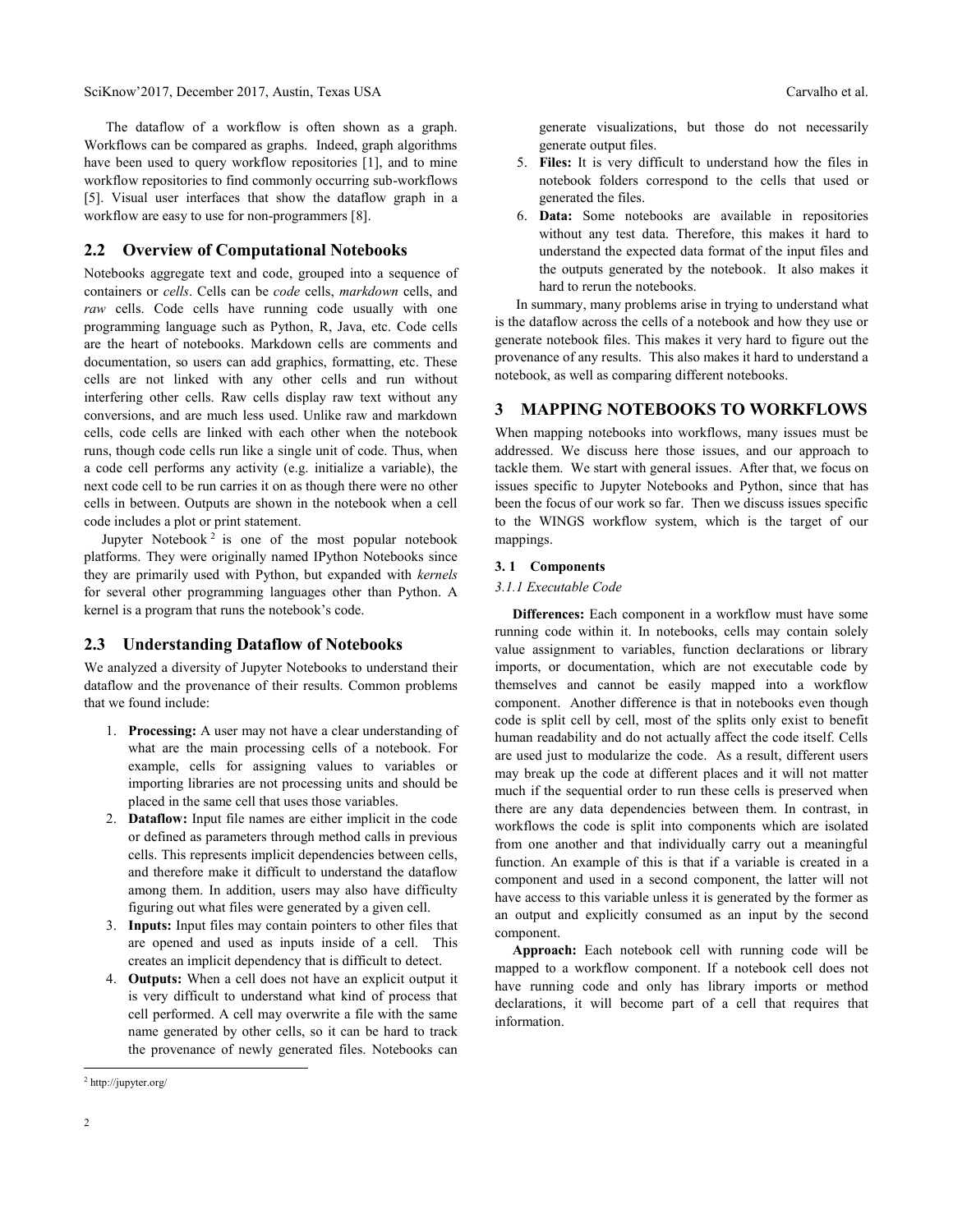The dataflow of a workflow is often shown as a graph. Workflows can be compared as graphs. Indeed, graph algorithms have been used to query workflow repositories [1], and to mine workflow repositories to find commonly occurring sub-workflows [5]. Visual user interfaces that show the dataflow graph in a workflow are easy to use for non-programmers [8].

## 2.2 Overview of Computational Notebooks

Notebooks aggregate text and code, grouped into a sequence of containers or *cells*. Cells can be *code* cells, *markdown* cells, and *raw* cells. Code cells have running code usually with one programming language such as Python, R, Java, etc. Code cells are the heart of notebooks. Markdown cells are comments and documentation, so users can add graphics, formatting, etc. These cells are not linked with any other cells and run without interfering other cells. Raw cells display raw text without any conversions, and are much less used. Unlike raw and markdown cells, code cells are linked with each other when the notebook runs, though code cells run like a single unit of code. Thus, when a code cell performs any activity (e.g. initialize a variable), the next code cell to be run carries it on as though there were no other cells in between. Outputs are shown in the notebook when a cell code includes a plot or print statement.

Jupyter Notebook [2] is one of the most popular notebook platforms. They were originally named IPython Notebooks since they are primarily used with Python, but expanded with *kernels* for several other programming languages other than Python. A kernel is a program that runs the notebook's code.

## 2.3 Understanding Dataflow of Notebooks

We analyzed a diversity of Jupyter Notebooks to understand their dataflow and the provenance of their results. Common problems that we found include:

1. **Processing:** A user may not have a clear understanding of what are the main processing cells of a notebook. For example, cells for assigning values to variables or importing libraries are not processing units and should be placed in the same cell that uses those variables.
2. **Dataflow:** Input file names are either implicit in the code or defined as parameters through method calls in previous cells. This represents implicit dependencies between cells, and therefore make it difficult to understand the dataflow among them. In addition, users may also have difficulty figuring out what files were generated by a given cell.
3. **Inputs:** Input files may contain pointers to other files that are opened and used as inputs inside of a cell. This creates an implicit dependency that is difficult to detect.
4. **Outputs:** When a cell does not have an explicit output it is very difficult to understand what kind of process that cell performed. A cell may overwrite a file with the same name generated by other cells, so it can be hard to track the provenance of newly generated files. Notebooks can generate visualizations, but those do not necessarily generate output files.
5. **Files:** It is very difficult to understand how the files in notebook folders correspond to the cells that used or generated the files.
6. **Data:** Some notebooks are available in repositories without any test data. Therefore, this makes it hard to understand the expected data format of the input files and the outputs generated by the notebook. It also makes it hard to rerun the notebooks.

In summary, many problems arise in trying to understand what is the dataflow across the cells of a notebook and how they use or generate notebook files. This makes it very hard to figure out the provenance of any results. This also makes it hard to understand a notebook, as well as comparing different notebooks.

# 3 MAPPING NOTEBOOKS TO WORKFLOWS

When mapping notebooks into workflows, many issues must be addressed. We discuss here those issues, and our approach to tackle them. We start with general issues. After that, we focus on issues specific to Jupyter Notebooks and Python, since that has been the focus of our work so far. Then we discuss issues specific to the WINGS workflow system, which is the target of our mappings.

### 3.1 Components

#### *3.1.1 Executable Code*

**Differences:** Each component in a workflow must have some running code within it. In notebooks, cells may contain solely value assignment to variables, function declarations or library imports, or documentation, which are not executable code by themselves and cannot be easily mapped into a workflow component. Another difference is that in notebooks even though code is split cell by cell, most of the splits only exist to benefit human readability and do not actually affect the code itself. Cells are used just to modularize the code. As a result, different users may break up the code at different places and it will not matter much if the sequential order to run these cells is preserved when there are any data dependencies between them. In contrast, in workflows the code is split into components which are isolated from one another and that individually carry out a meaningful function. An example of this is that if a variable is created in a component and used in a second component, the latter will not have access to this variable unless it is generated by the former as an output and explicitly consumed as an input by the second component.

**Approach:** Each notebook cell with running code will be mapped to a workflow component. If a notebook cell does not have running code and only has library imports or method declarations, it will become part of a cell that requires that information.

[2] http://jupyter.org/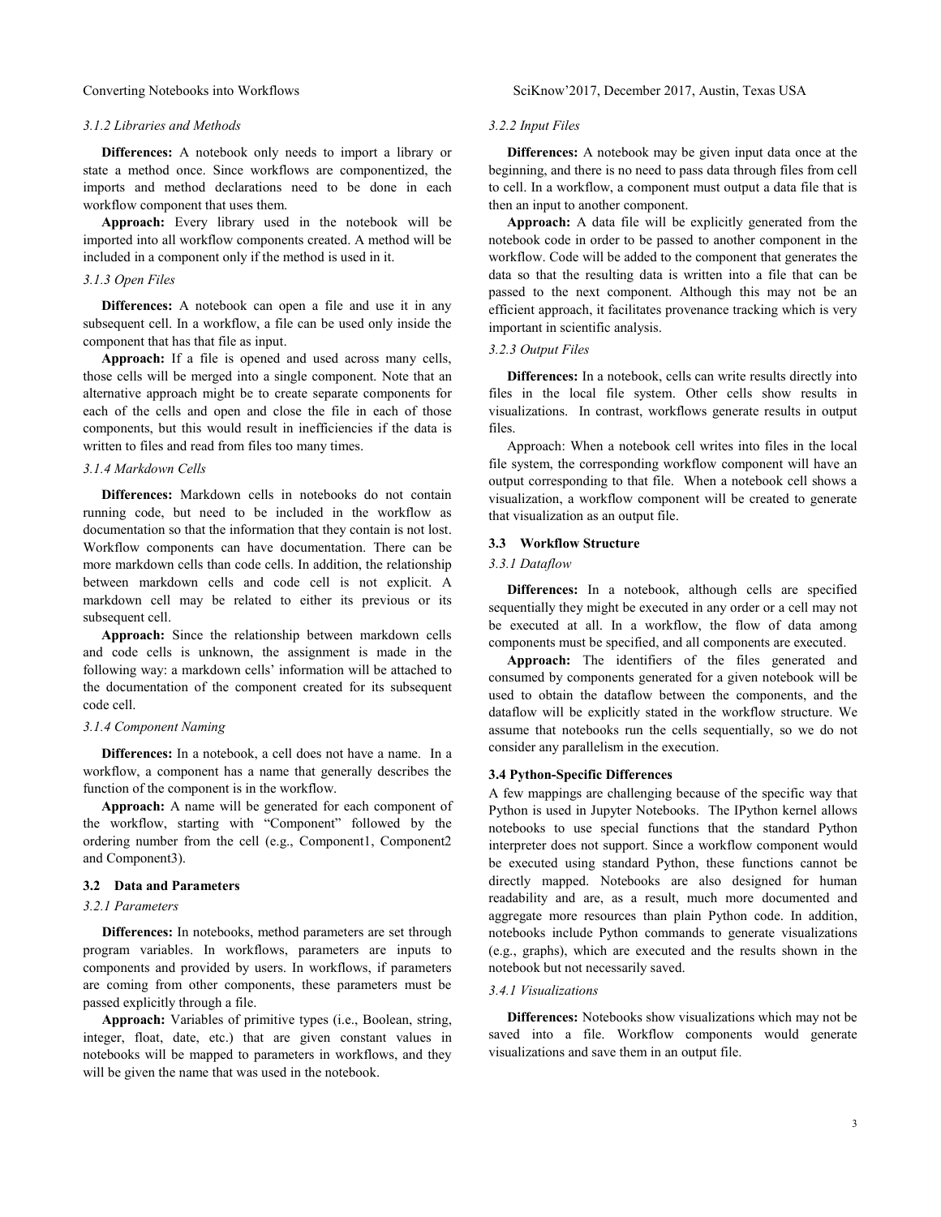#### 3.1.2 Libraries and Methods

**Differences:** A notebook only needs to import a library or state a method once. Since workflows are componentized, the imports and method declarations need to be done in each workflow component that uses them.

**Approach:** Every library used in the notebook will be imported into all workflow components created. A method will be included in a component only if the method is used in it.

#### 3.1.3 Open Files

**Differences:** A notebook can open a file and use it in any subsequent cell. In a workflow, a file can be used only inside the component that has that file as input.

**Approach:** If a file is opened and used across many cells, those cells will be merged into a single component. Note that an alternative approach might be to create separate components for each of the cells and open and close the file in each of those components, but this would result in inefficiencies if the data is written to files and read from files too many times.

#### 3.1.4 Markdown Cells

**Differences:** Markdown cells in notebooks do not contain running code, but need to be included in the workflow as documentation so that the information that they contain is not lost. Workflow components can have documentation. There can be more markdown cells than code cells. In addition, the relationship between markdown cells and code cell is not explicit. A markdown cell may be related to either its previous or its subsequent cell.

**Approach:** Since the relationship between markdown cells and code cells is unknown, the assignment is made in the following way: a markdown cells' information will be attached to the documentation of the component created for its subsequent code cell.

#### 3.1.4 Component Naming

**Differences:** In a notebook, a cell does not have a name. In a workflow, a component has a name that generally describes the function of the component is in the workflow.

**Approach:** A name will be generated for each component of the workflow, starting with "Component" followed by the ordering number from the cell (e.g., Component1, Component2 and Component3).

### 3.2 Data and Parameters

#### 3.2.1 Parameters

**Differences:** In notebooks, method parameters are set through program variables. In workflows, parameters are inputs to components and provided by users. In workflows, if parameters are coming from other components, these parameters must be passed explicitly through a file.

**Approach:** Variables of primitive types (i.e., Boolean, string, integer, float, date, etc.) that are given constant values in notebooks will be mapped to parameters in workflows, and they will be given the name that was used in the notebook.

#### 3.2.2 Input Files

**Differences:** A notebook may be given input data once at the beginning, and there is no need to pass data through files from cell to cell. In a workflow, a component must output a data file that is then an input to another component.

**Approach:** A data file will be explicitly generated from the notebook code in order to be passed to another component in the workflow. Code will be added to the component that generates the data so that the resulting data is written into a file that can be passed to the next component. Although this may not be an efficient approach, it facilitates provenance tracking which is very important in scientific analysis.

#### 3.2.3 Output Files

**Differences:** In a notebook, cells can write results directly into files in the local file system. Other cells show results in visualizations. In contrast, workflows generate results in output files.

Approach: When a notebook cell writes into files in the local file system, the corresponding workflow component will have an output corresponding to that file. When a notebook cell shows a visualization, a workflow component will be created to generate that visualization as an output file.

### 3.3 Workflow Structure

#### 3.3.1 Dataflow

**Differences:** In a notebook, although cells are specified sequentially they might be executed in any order or a cell may not be executed at all. In a workflow, the flow of data among components must be specified, and all components are executed.

**Approach:** The identifiers of the files generated and consumed by components generated for a given notebook will be used to obtain the dataflow between the components, and the dataflow will be explicitly stated in the workflow structure. We assume that notebooks run the cells sequentially, so we do not consider any parallelism in the execution.

### 3.4 Python-Specific Differences

A few mappings are challenging because of the specific way that Python is used in Jupyter Notebooks. The IPython kernel allows notebooks to use special functions that the standard Python interpreter does not support. Since a workflow component would be executed using standard Python, these functions cannot be directly mapped. Notebooks are also designed for human readability and are, as a result, much more documented and aggregate more resources than plain Python code. In addition, notebooks include Python commands to generate visualizations (e.g., graphs), which are executed and the results shown in the notebook but not necessarily saved.

#### 3.4.1 Visualizations

**Differences:** Notebooks show visualizations which may not be saved into a file. Workflow components would generate visualizations and save them in an output file.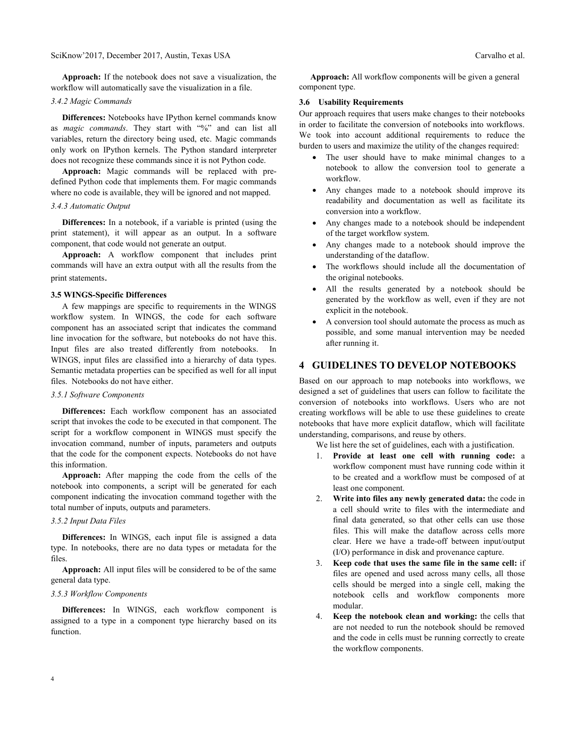**Approach:** If the notebook does not save a visualization, the workflow will automatically save the visualization in a file.

#### *3.4.2 Magic Commands*

**Differences:** Notebooks have IPython kernel commands know as *magic commands*. They start with "%" and can list all variables, return the directory being used, etc. Magic commands only work on IPython kernels. The Python standard interpreter does not recognize these commands since it is not Python code.

**Approach:** Magic commands will be replaced with pre-defined Python code that implements them. For magic commands where no code is available, they will be ignored and not mapped.

#### *3.4.3 Automatic Output*

**Differences:** In a notebook, if a variable is printed (using the print statement), it will appear as an output. In a software component, that code would not generate an output.

**Approach:** A workflow component that includes print commands will have an extra output with all the results from the print statements.

### 3.5 WINGS-Specific Differences

A few mappings are specific to requirements in the WINGS workflow system. In WINGS, the code for each software component has an associated script that indicates the command line invocation for the software, but notebooks do not have this. Input files are also treated differently from notebooks. In WINGS, input files are classified into a hierarchy of data types. Semantic metadata properties can be specified as well for all input files. Notebooks do not have either.

#### *3.5.1 Software Components*

**Differences:** Each workflow component has an associated script that invokes the code to be executed in that component. The script for a workflow component in WINGS must specify the invocation command, number of inputs, parameters and outputs that the code for the component expects. Notebooks do not have this information.

**Approach:** After mapping the code from the cells of the notebook into components, a script will be generated for each component indicating the invocation command together with the total number of inputs, outputs and parameters.

#### *3.5.2 Input Data Files*

**Differences:** In WINGS, each input file is assigned a data type. In notebooks, there are no data types or metadata for the files.

**Approach:** All input files will be considered to be of the same general data type.

#### *3.5.3 Workflow Components*

**Differences:** In WINGS, each workflow component is assigned to a type in a component type hierarchy based on its function.

**Approach:** All workflow components will be given a general component type.

### 3.6 Usability Requirements

Our approach requires that users make changes to their notebooks in order to facilitate the conversion of notebooks into workflows. We took into account additional requirements to reduce the burden to users and maximize the utility of the changes required:

- The user should have to make minimal changes to a notebook to allow the conversion tool to generate a workflow.
- Any changes made to a notebook should improve its readability and documentation as well as facilitate its conversion into a workflow.
- Any changes made to a notebook should be independent of the target workflow system.
- Any changes made to a notebook should improve the understanding of the dataflow.
- The workflows should include all the documentation of the original notebooks.
- All the results generated by a notebook should be generated by the workflow as well, even if they are not explicit in the notebook.
- A conversion tool should automate the process as much as possible, and some manual intervention may be needed after running it.

## 4 GUIDELINES TO DEVELOP NOTEBOOKS

Based on our approach to map notebooks into workflows, we designed a set of guidelines that users can follow to facilitate the conversion of notebooks into workflows. Users who are not creating workflows will be able to use these guidelines to create notebooks that have more explicit dataflow, which will facilitate understanding, comparisons, and reuse by others.

We list here the set of guidelines, each with a justification.

1. **Provide at least one cell with running code:** a workflow component must have running code within it to be created and a workflow must be composed of at least one component.
2. **Write into files any newly generated data:** the code in a cell should write to files with the intermediate and final data generated, so that other cells can use those files. This will make the dataflow across cells more clear. Here we have a trade-off between input/output (I/O) performance in disk and provenance capture.
3. **Keep code that uses the same file in the same cell:** if files are opened and used across many cells, all those cells should be merged into a single cell, making the notebook cells and workflow components more modular.
4. **Keep the notebook clean and working:** the cells that are not needed to run the notebook should be removed and the code in cells must be running correctly to create the workflow components.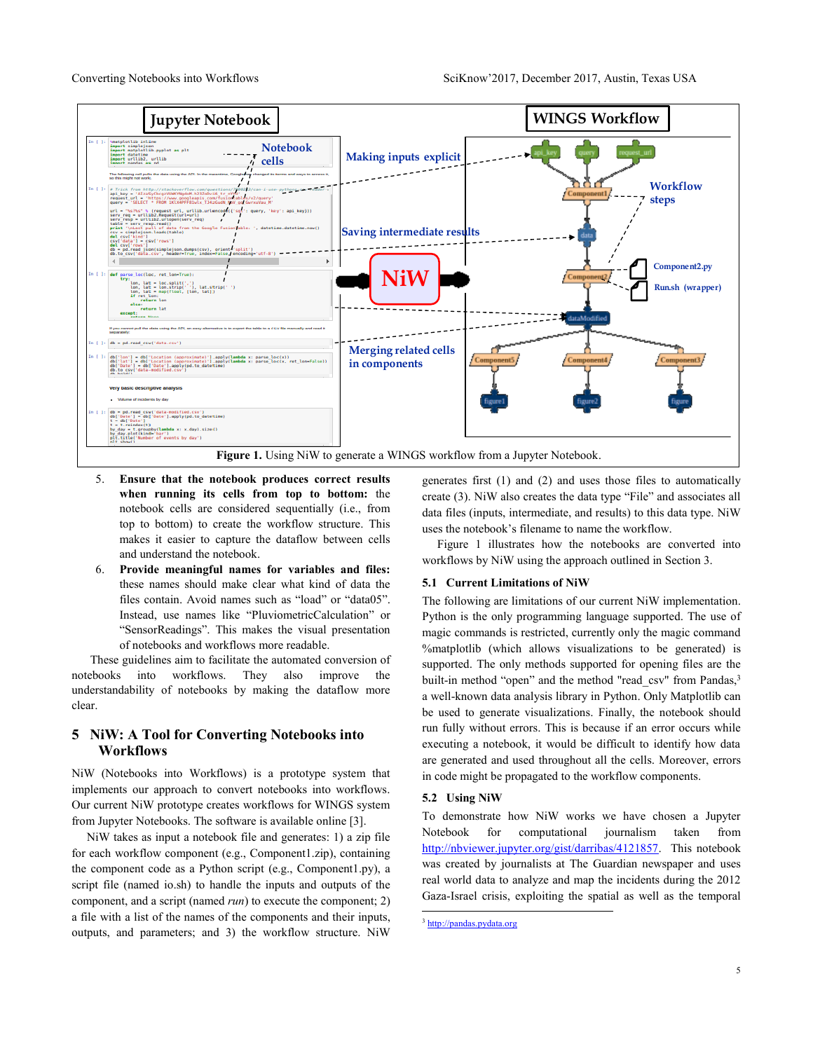**Figure 1.** Using NiW to generate a WINGS workflow from a Jupyter Notebook.

5. **Ensure that the notebook produces correct results when running its cells from top to bottom:** the notebook cells are considered sequentially (i.e., from top to bottom) to create the workflow structure. This makes it easier to capture the dataflow between cells and understand the notebook.
6. **Provide meaningful names for variables and files:** these names should make clear what kind of data the files contain. Avoid names such as "load" or "data05". Instead, use names like "PluviometricCalculation" or "SensorReadings". This makes the visual presentation of notebooks and workflows more readable.

These guidelines aim to facilitate the automated conversion of notebooks into workflows. They also improve the understandability of notebooks by making the dataflow more clear.

# 5 NiW: A Tool for Converting Notebooks into Workflows

NiW (Notebooks into Workflows) is a prototype system that implements our approach to convert notebooks into workflows. Our current NiW prototype creates workflows for WINGS system from Jupyter Notebooks. The software is available online [3].

NiW takes as input a notebook file and generates: 1) a zip file for each workflow component (e.g., Component1.zip), containing the component code as a Python script (e.g., Component1.py), a script file (named io.sh) to handle the inputs and outputs of the component, and a script (named *run*) to execute the component; 2) a file with a list of the names of the components and their inputs, outputs, and parameters; and 3) the workflow structure. NiW generates first (1) and (2) and uses those files to automatically create (3). NiW also creates the data type "File" and associates all data files (inputs, intermediate, and results) to this data type. NiW uses the notebook's filename to name the workflow.

Figure 1 illustrates how the notebooks are converted into workflows by NiW using the approach outlined in Section 3.

## 5.1 Current Limitations of NiW

The following are limitations of our current NiW implementation. Python is the only programming language supported. The use of magic commands is restricted, currently only the magic command %matplotlib (which allows visualizations to be generated) is supported. The only methods supported for opening files are the built-in method "open" and the method "read_csv" from Pandas,[3] a well-known data analysis library in Python. Only Matplotlib can be used to generate visualizations. Finally, the notebook should run fully without errors. This is because if an error occurs while executing a notebook, it would be difficult to identify how data are generated and used throughout all the cells. Moreover, errors in code might be propagated to the workflow components.

## 5.2 Using NiW

To demonstrate how NiW works we have chosen a Jupyter Notebook for computational journalism taken from http://nbviewer.jupyter.org/gist/darribas/4121857. This notebook was created by journalists at The Guardian newspaper and uses real world data to analyze and map the incidents during the 2012 Gaza-Israel crisis, exploiting the spatial as well as the temporal

[3] http://pandas.pydata.org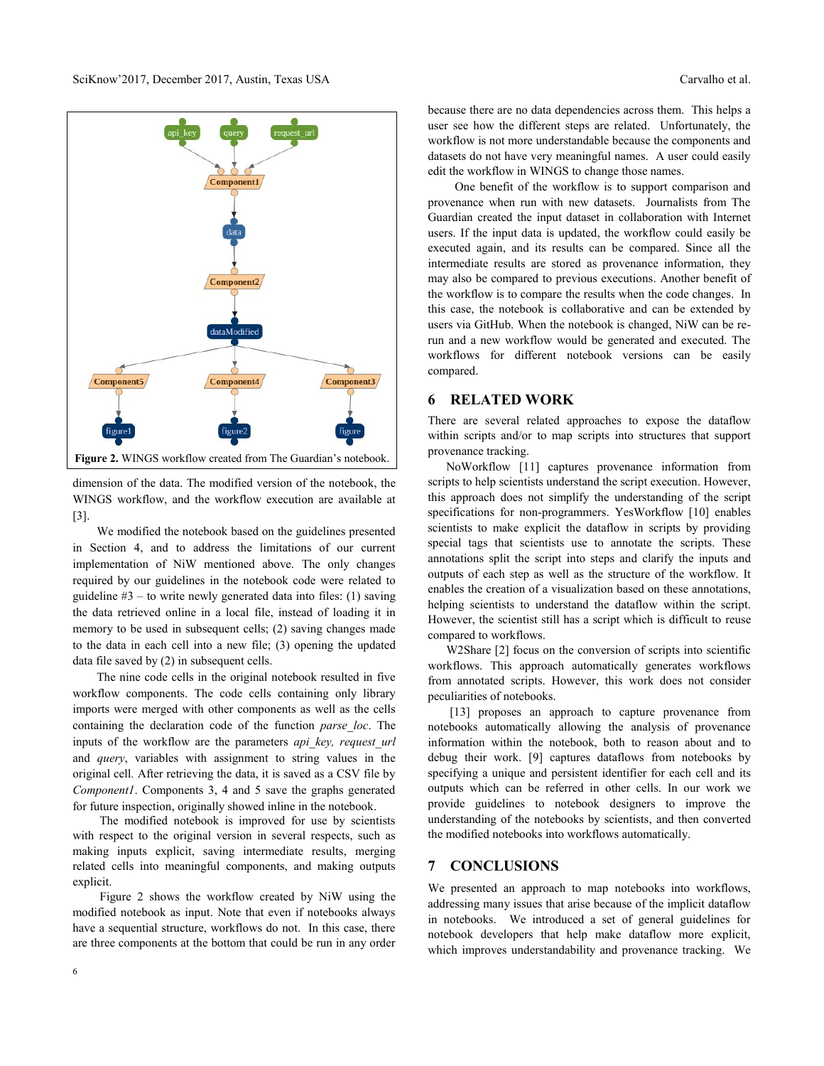Figure 2. WINGS workflow created from The Guardian's notebook.

dimension of the data. The modified version of the notebook, the WINGS workflow, and the workflow execution are available at [3].

We modified the notebook based on the guidelines presented in Section 4, and to address the limitations of our current implementation of NiW mentioned above. The only changes required by our guidelines in the notebook code were related to guideline #3 – to write newly generated data into files: (1) saving the data retrieved online in a local file, instead of loading it in memory to be used in subsequent cells; (2) saving changes made to the data in each cell into a new file; (3) opening the updated data file saved by (2) in subsequent cells.

The nine code cells in the original notebook resulted in five workflow components. The code cells containing only library imports were merged with other components as well as the cells containing the declaration code of the function *parse_loc*. The inputs of the workflow are the parameters *api_key, request_url* and *query*, variables with assignment to string values in the original cell. After retrieving the data, it is saved as a CSV file by *Component1*. Components 3, 4 and 5 save the graphs generated for future inspection, originally showed inline in the notebook.

The modified notebook is improved for use by scientists with respect to the original version in several respects, such as making inputs explicit, saving intermediate results, merging related cells into meaningful components, and making outputs explicit.

Figure 2 shows the workflow created by NiW using the modified notebook as input. Note that even if notebooks always have a sequential structure, workflows do not. In this case, there are three components at the bottom that could be run in any order because there are no data dependencies across them. This helps a user see how the different steps are related. Unfortunately, the workflow is not more understandable because the components and datasets do not have very meaningful names. A user could easily edit the workflow in WINGS to change those names.

One benefit of the workflow is to support comparison and provenance when run with new datasets. Journalists from The Guardian created the input dataset in collaboration with Internet users. If the input data is updated, the workflow could easily be executed again, and its results can be compared. Since all the intermediate results are stored as provenance information, they may also be compared to previous executions. Another benefit of the workflow is to compare the results when the code changes. In this case, the notebook is collaborative and can be extended by users via GitHub. When the notebook is changed, NiW can be re-run and a new workflow would be generated and executed. The workflows for different notebook versions can be easily compared.

## 6 RELATED WORK

There are several related approaches to expose the dataflow within scripts and/or to map scripts into structures that support provenance tracking.

NoWorkflow [11] captures provenance information from scripts to help scientists understand the script execution. However, this approach does not simplify the understanding of the script specifications for non-programmers. YesWorkflow [10] enables scientists to make explicit the dataflow in scripts by providing special tags that scientists use to annotate the scripts. These annotations split the script into steps and clarify the inputs and outputs of each step as well as the structure of the workflow. It enables the creation of a visualization based on these annotations, helping scientists to understand the dataflow within the script. However, the scientist still has a script which is difficult to reuse compared to workflows.

W2Share [2] focus on the conversion of scripts into scientific workflows. This approach automatically generates workflows from annotated scripts. However, this work does not consider peculiarities of notebooks.

[13] proposes an approach to capture provenance from notebooks automatically allowing the analysis of provenance information within the notebook, both to reason about and to debug their work. [9] captures dataflows from notebooks by specifying a unique and persistent identifier for each cell and its outputs which can be referred in other cells. In our work we provide guidelines to notebook designers to improve the understanding of the notebooks by scientists, and then converted the modified notebooks into workflows automatically.

## 7 CONCLUSIONS

We presented an approach to map notebooks into workflows, addressing many issues that arise because of the implicit dataflow in notebooks. We introduced a set of general guidelines for notebook developers that help make dataflow more explicit, which improves understandability and provenance tracking. We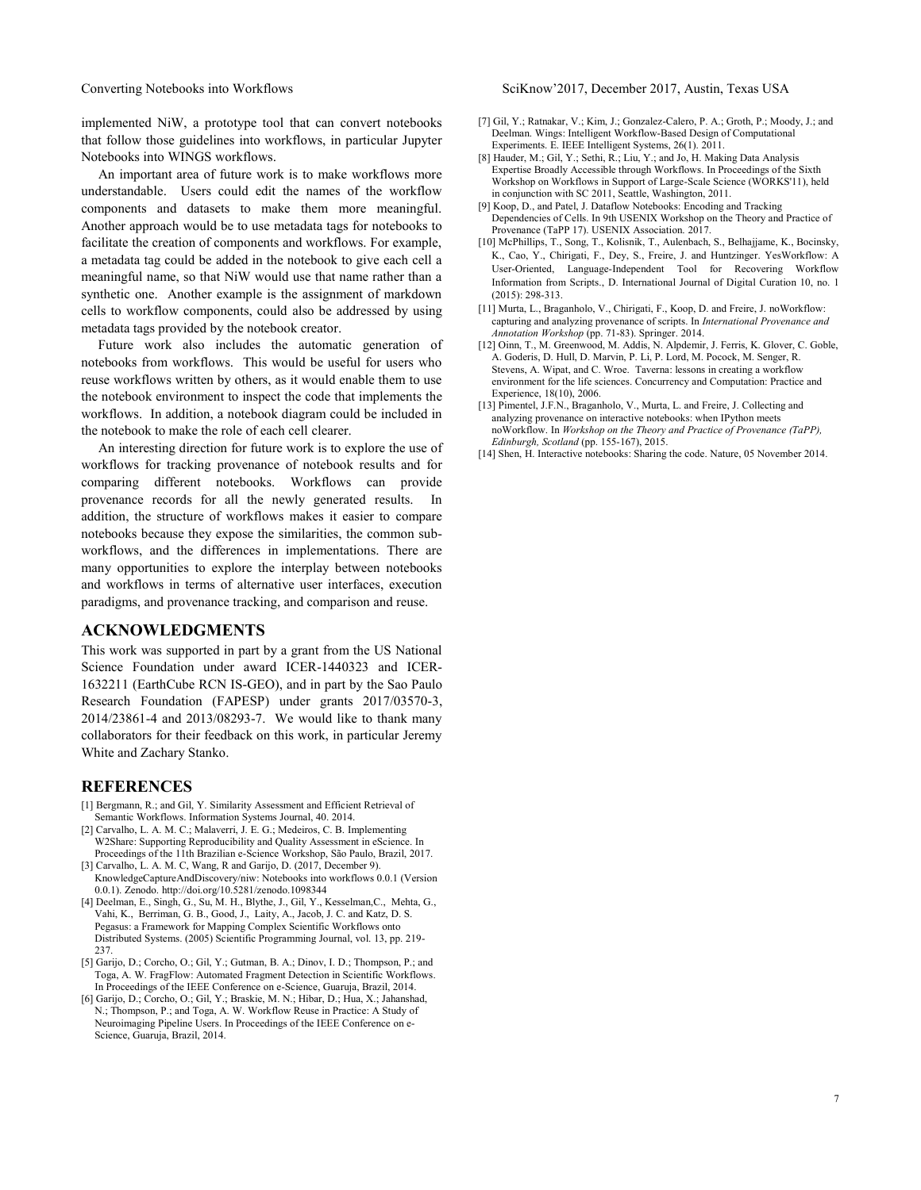implemented NiW, a prototype tool that can convert notebooks that follow those guidelines into workflows, in particular Jupyter Notebooks into WINGS workflows.

An important area of future work is to make workflows more understandable. Users could edit the names of the workflow components and datasets to make them more meaningful. Another approach would be to use metadata tags for notebooks to facilitate the creation of components and workflows. For example, a metadata tag could be added in the notebook to give each cell a meaningful name, so that NiW would use that name rather than a synthetic one. Another example is the assignment of markdown cells to workflow components, could also be addressed by using metadata tags provided by the notebook creator.

Future work also includes the automatic generation of notebooks from workflows. This would be useful for users who reuse workflows written by others, as it would enable them to use the notebook environment to inspect the code that implements the workflows. In addition, a notebook diagram could be included in the notebook to make the role of each cell clearer.

An interesting direction for future work is to explore the use of workflows for tracking provenance of notebook results and for comparing different notebooks. Workflows can provide provenance records for all the newly generated results. In addition, the structure of workflows makes it easier to compare notebooks because they expose the similarities, the common sub-workflows, and the differences in implementations. There are many opportunities to explore the interplay between notebooks and workflows in terms of alternative user interfaces, execution paradigms, and provenance tracking, and comparison and reuse.

## ACKNOWLEDGMENTS

This work was supported in part by a grant from the US National Science Foundation under award ICER-1440323 and ICER-1632211 (EarthCube RCN IS-GEO), and in part by the Sao Paulo Research Foundation (FAPESP) under grants 2017/03570-3, 2014/23861-4 and 2013/08293-7. We would like to thank many collaborators for their feedback on this work, in particular Jeremy White and Zachary Stanko.

## REFERENCES

[1] Bergmann, R.; and Gil, Y. Similarity Assessment and Efficient Retrieval of Semantic Workflows. Information Systems Journal, 40. 2014.

[2] Carvalho, L. A. M. C.; Malaverri, J. E. G.; Medeiros, C. B. Implementing W2Share: Supporting Reproducibility and Quality Assessment in eScience. In Proceedings of the 11th Brazilian e-Science Workshop, São Paulo, Brazil, 2017.

[3] Carvalho, L. A. M. C, Wang, R and Garijo, D. (2017, December 9). KnowledgeCaptureAndDiscovery/niw: Notebooks into workflows 0.0.1 (Version 0.0.1). Zenodo. http://doi.org/10.5281/zenodo.1098344

[4] Deelman, E., Singh, G., Su, M. H., Blythe, J., Gil, Y., Kesselman,C., Mehta, G., Vahi, K., Berriman, G. B., Good, J., Laity, A., Jacob, J. C. and Katz, D. S. Pegasus: a Framework for Mapping Complex Scientific Workflows onto Distributed Systems. (2005) Scientific Programming Journal, vol. 13, pp. 219-237.

[5] Garijo, D.; Corcho, O.; Gil, Y.; Gutman, B. A.; Dinov, I. D.; Thompson, P.; and Toga, A. W. FragFlow: Automated Fragment Detection in Scientific Workflows. In Proceedings of the IEEE Conference on e-Science, Guaruja, Brazil, 2014.

[6] Garijo, D.; Corcho, O.; Gil, Y.; Braskie, M. N.; Hibar, D.; Hua, X.; Jahanshad, N.; Thompson, P.; and Toga, A. W. Workflow Reuse in Practice: A Study of Neuroimaging Pipeline Users. In Proceedings of the IEEE Conference on e-Science, Guaruja, Brazil, 2014.

[7] Gil, Y.; Ratnakar, V.; Kim, J.; Gonzalez-Calero, P. A.; Groth, P.; Moody, J.; and Deelman. Wings: Intelligent Workflow-Based Design of Computational Experiments. E. IEEE Intelligent Systems, 26(1). 2011.

[8] Hauder, M.; Gil, Y.; Sethi, R.; Liu, Y.; and Jo, H. Making Data Analysis Expertise Broadly Accessible through Workflows. In Proceedings of the Sixth Workshop on Workflows in Support of Large-Scale Science (WORKS'11), held in conjunction with SC 2011, Seattle, Washington, 2011.

[9] Koop, D., and Patel, J. Dataflow Notebooks: Encoding and Tracking Dependencies of Cells. In 9th USENIX Workshop on the Theory and Practice of Provenance (TaPP 17). USENIX Association. 2017.

[10] McPhillips, T., Song, T., Kolisnik, T., Aulenbach, S., Belhajjame, K., Bocinsky, K., Cao, Y., Chirigati, F., Dey, S., Freire, J. and Huntzinger. YesWorkflow: A User-Oriented, Language-Independent Tool for Recovering Workflow Information from Scripts., D. International Journal of Digital Curation 10, no. 1 (2015): 298-313.

[11] Murta, L., Braganholo, V., Chirigati, F., Koop, D. and Freire, J. noWorkflow: capturing and analyzing provenance of scripts. In *International Provenance and Annotation Workshop* (pp. 71-83). Springer. 2014.

[12] Oinn, T., M. Greenwood, M. Addis, N. Alpdemir, J. Ferris, K. Glover, C. Goble, A. Goderis, D. Hull, D. Marvin, P. Li, P. Lord, M. Pocock, M. Senger, R. Stevens, A. Wipat, and C. Wroe. Taverna: lessons in creating a workflow environment for the life sciences. Concurrency and Computation: Practice and Experience, 18(10), 2006.

[13] Pimentel, J.F.N., Braganholo, V., Murta, L. and Freire, J. Collecting and analyzing provenance on interactive notebooks: when IPython meets noWorkflow. In *Workshop on the Theory and Practice of Provenance (TaPP), Edinburgh, Scotland* (pp. 155-167), 2015.

[14] Shen, H. Interactive notebooks: Sharing the code. Nature, 05 November 2014.